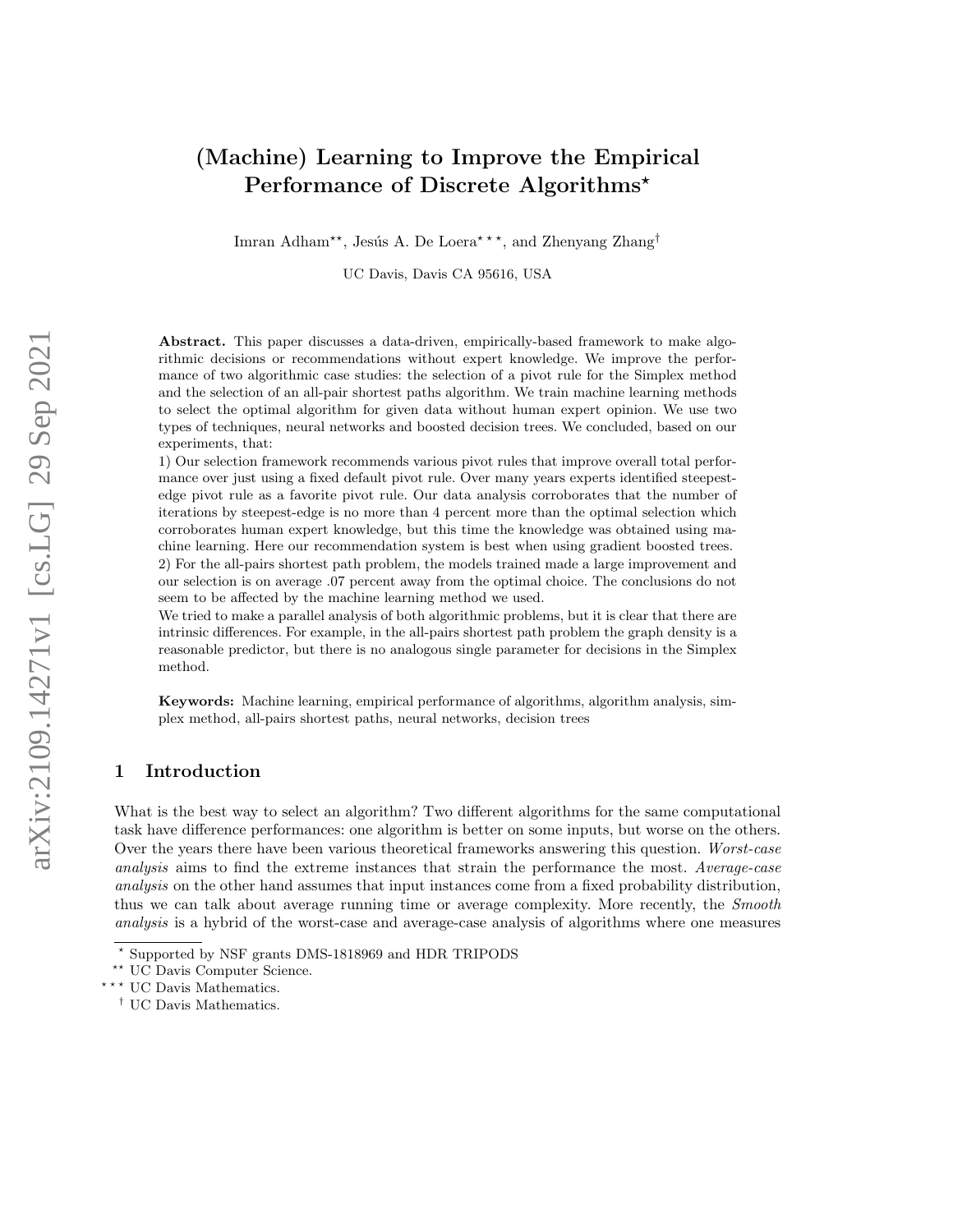# (Machine) Learning to Improve the Empirical Performance of Discrete Algorithms*

Imran Adham**, Jesús A. De Loera***, and Zhenyang Zhang[†]

UC Davis, Davis CA 95616, USA

**Abstract.** This paper discusses a data-driven, empirically-based framework to make algorithmic decisions or recommendations without expert knowledge. We improve the performance of two algorithmic case studies: the selection of a pivot rule for the Simplex method and the selection of an all-pair shortest paths algorithm. We train machine learning methods to select the optimal algorithm for given data without human expert opinion. We use two types of techniques, neural networks and boosted decision trees. We concluded, based on our experiments, that:

1) Our selection framework recommends various pivot rules that improve overall total performance over just using a fixed default pivot rule. Over many years experts identified steepest-edge pivot rule as a favorite pivot rule. Our data analysis corroborates that the number of iterations by steepest-edge is no more than 4 percent more than the optimal selection which corroborates human expert knowledge, but this time the knowledge was obtained using machine learning. Here our recommendation system is best when using gradient boosted trees.

2) For the all-pairs shortest path problem, the models trained made a large improvement and our selection is on average .07 percent away from the optimal choice. The conclusions do not seem to be affected by the machine learning method we used.

We tried to make a parallel analysis of both algorithmic problems, but it is clear that there are intrinsic differences. For example, in the all-pairs shortest path problem the graph density is a reasonable predictor, but there is no analogous single parameter for decisions in the Simplex method.

**Keywords:** Machine learning, empirical performance of algorithms, algorithm analysis, simplex method, all-pairs shortest paths, neural networks, decision trees

## 1 Introduction

What is the best way to select an algorithm? Two different algorithms for the same computational task have difference performances: one algorithm is better on some inputs, but worse on the others. Over the years there have been various theoretical frameworks answering this question. *Worst-case analysis* aims to find the extreme instances that strain the performance the most. *Average-case analysis* on the other hand assumes that input instances come from a fixed probability distribution, thus we can talk about average running time or average complexity. More recently, the *Smooth analysis* is a hybrid of the worst-case and average-case analysis of algorithms where one measures

---

* Supported by NSF grants DMS-1818969 and HDR TRIPODS

** UC Davis Computer Science.

*** UC Davis Mathematics.

[†] UC Davis Mathematics.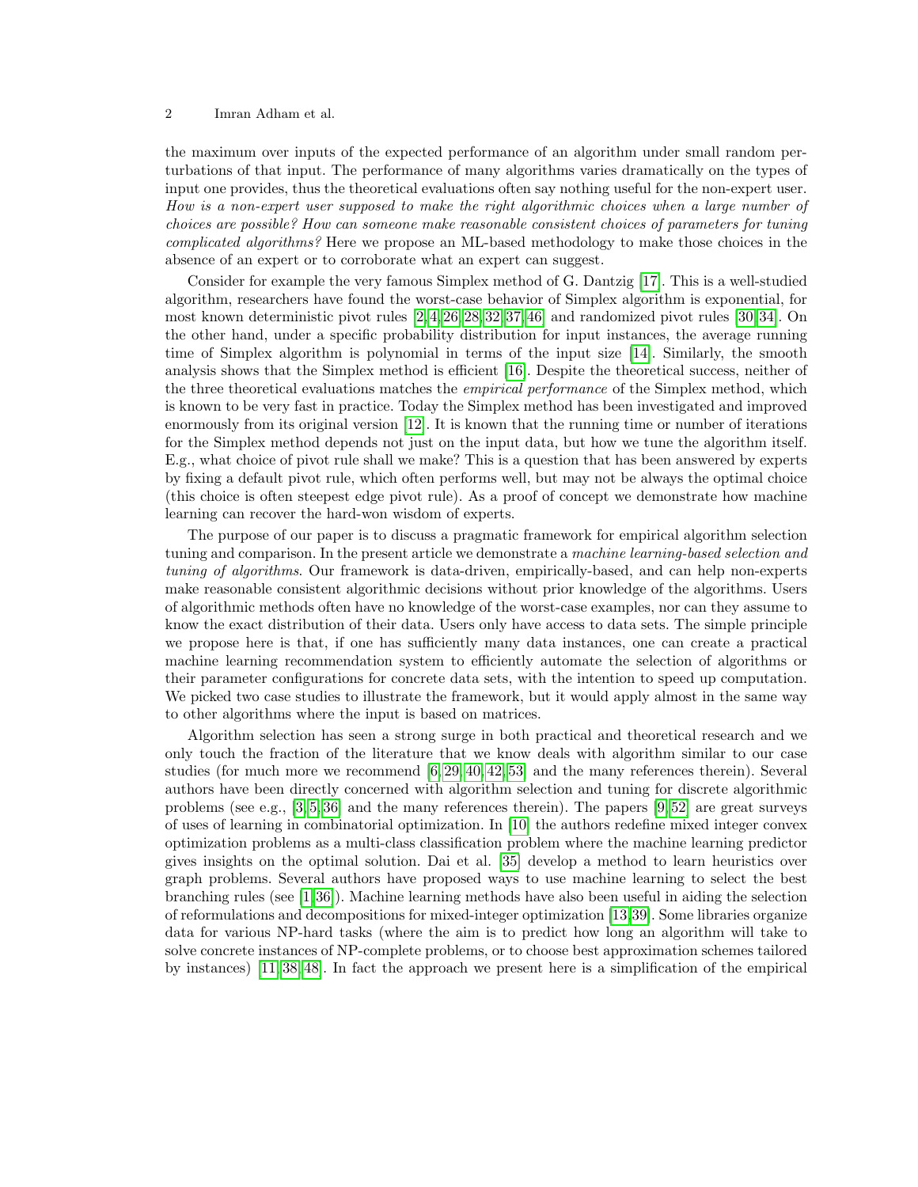the maximum over inputs of the expected performance of an algorithm under small random perturbations of that input. The performance of many algorithms varies dramatically on the types of input one provides, thus the theoretical evaluations often say nothing useful for the non-expert user. *How is a non-expert user supposed to make the right algorithmic choices when a large number of choices are possible? How can someone make reasonable consistent choices of parameters for tuning complicated algorithms?* Here we propose an ML-based methodology to make those choices in the absence of an expert or to corroborate what an expert can suggest.

Consider for example the very famous Simplex method of G. Dantzig [17]. This is a well-studied algorithm, researchers have found the worst-case behavior of Simplex algorithm is exponential, for most known deterministic pivot rules [2,4,26,28,32,37,46] and randomized pivot rules [30,34]. On the other hand, under a specific probability distribution for input instances, the average running time of Simplex algorithm is polynomial in terms of the input size [14]. Similarly, the smooth analysis shows that the Simplex method is efficient [16]. Despite the theoretical success, neither of the three theoretical evaluations matches the *empirical performance* of the Simplex method, which is known to be very fast in practice. Today the Simplex method has been investigated and improved enormously from its original version [12]. It is known that the running time or number of iterations for the Simplex method depends not just on the input data, but how we tune the algorithm itself. E.g., what choice of pivot rule shall we make? This is a question that has been answered by experts by fixing a default pivot rule, which often performs well, but may not be always the optimal choice (this choice is often steepest edge pivot rule). As a proof of concept we demonstrate how machine learning can recover the hard-won wisdom of experts.

The purpose of our paper is to discuss a pragmatic framework for empirical algorithm selection tuning and comparison. In the present article we demonstrate a *machine learning-based selection and tuning of algorithms*. Our framework is data-driven, empirically-based, and can help non-experts make reasonable consistent algorithmic decisions without prior knowledge of the algorithms. Users of algorithmic methods often have no knowledge of the worst-case examples, nor can they assume to know the exact distribution of their data. Users only have access to data sets. The simple principle we propose here is that, if one has sufficiently many data instances, one can create a practical machine learning recommendation system to efficiently automate the selection of algorithms or their parameter configurations for concrete data sets, with the intention to speed up computation. We picked two case studies to illustrate the framework, but it would apply almost in the same way to other algorithms where the input is based on matrices.

Algorithm selection has seen a strong surge in both practical and theoretical research and we only touch the fraction of the literature that we know deals with algorithm similar to our case studies (for much more we recommend [6,29,40,42,53] and the many references therein). Several authors have been directly concerned with algorithm selection and tuning for discrete algorithmic problems (see e.g., [3,5,36] and the many references therein). The papers [9,52] are great surveys of uses of learning in combinatorial optimization. In [10] the authors redefine mixed integer convex optimization problems as a multi-class classification problem where the machine learning predictor gives insights on the optimal solution. Dai et al. [35] develop a method to learn heuristics over graph problems. Several authors have proposed ways to use machine learning to select the best branching rules (see [1,36]). Machine learning methods have also been useful in aiding the selection of reformulations and decompositions for mixed-integer optimization [13,39]. Some libraries organize data for various NP-hard tasks (where the aim is to predict how long an algorithm will take to solve concrete instances of NP-complete problems, or to choose best approximation schemes tailored by instances) [11,38,48]. In fact the approach we present here is a simplification of the empirical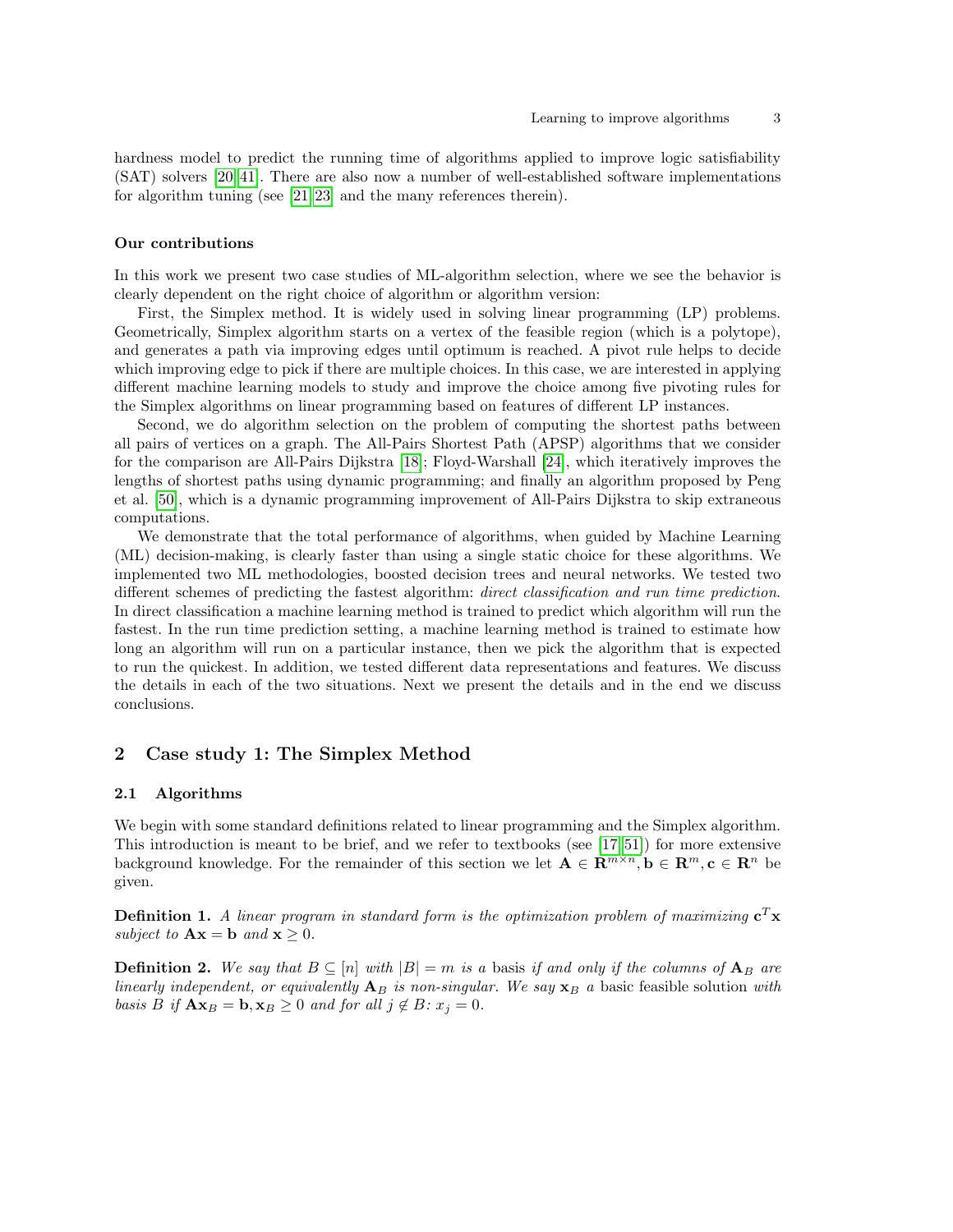hardness model to predict the running time of algorithms applied to improve logic satisfiability (SAT) solvers [20,41]. There are also now a number of well-established software implementations for algorithm tuning (see [21,23] and the many references therein).

#### Our contributions

In this work we present two case studies of ML-algorithm selection, where we see the behavior is clearly dependent on the right choice of algorithm or algorithm version:

First, the Simplex method. It is widely used in solving linear programming (LP) problems. Geometrically, Simplex algorithm starts on a vertex of the feasible region (which is a polytope), and generates a path via improving edges until optimum is reached. A pivot rule helps to decide which improving edge to pick if there are multiple choices. In this case, we are interested in applying different machine learning models to study and improve the choice among five pivoting rules for the Simplex algorithms on linear programming based on features of different LP instances.

Second, we do algorithm selection on the problem of computing the shortest paths between all pairs of vertices on a graph. The All-Pairs Shortest Path (APSP) algorithms that we consider for the comparison are All-Pairs Dijkstra [18]; Floyd-Warshall [24], which iteratively improves the lengths of shortest paths using dynamic programming; and finally an algorithm proposed by Peng et al. [50], which is a dynamic programming improvement of All-Pairs Dijkstra to skip extraneous computations.

We demonstrate that the total performance of algorithms, when guided by Machine Learning (ML) decision-making, is clearly faster than using a single static choice for these algorithms. We implemented two ML methodologies, boosted decision trees and neural networks. We tested two different schemes of predicting the fastest algorithm: *direct classification and run time prediction*. In direct classification a machine learning method is trained to predict which algorithm will run the fastest. In the run time prediction setting, a machine learning method is trained to estimate how long an algorithm will run on a particular instance, then we pick the algorithm that is expected to run the quickest. In addition, we tested different data representations and features. We discuss the details in each of the two situations. Next we present the details and in the end we discuss conclusions.

## 2 Case study 1: The Simplex Method

### 2.1 Algorithms

We begin with some standard definitions related to linear programming and the Simplex algorithm. This introduction is meant to be brief, and we refer to textbooks (see [17,51]) for more extensive background knowledge. For the remainder of this section we let $\mathbf{A} \in \mathbf{R}^{m \times n}, \mathbf{b} \in \mathbf{R}^m, \mathbf{c} \in \mathbf{R}^n$ be given.

**Definition 1.** *A linear program in standard form is the optimization problem of maximizing* $\mathbf{c}^T\mathbf{x}$ *subject to* $\mathbf{A}\mathbf{x} = \mathbf{b}$ *and* $\mathbf{x} \geq 0$.

**Definition 2.** *We say that* $B \subseteq [n]$ *with* $|B| = m$ *is a* basis *if and only if the columns of* $\mathbf{A}_B$ *are linearly independent, or equivalently* $\mathbf{A}_B$ *is non-singular. We say* $\mathbf{x}_B$ *a* basic feasible solution *with basis* $B$ *if* $\mathbf{A}\mathbf{x}_B = \mathbf{b}, \mathbf{x}_B \geq 0$ *and for all* $j \notin B$: $x_j = 0$.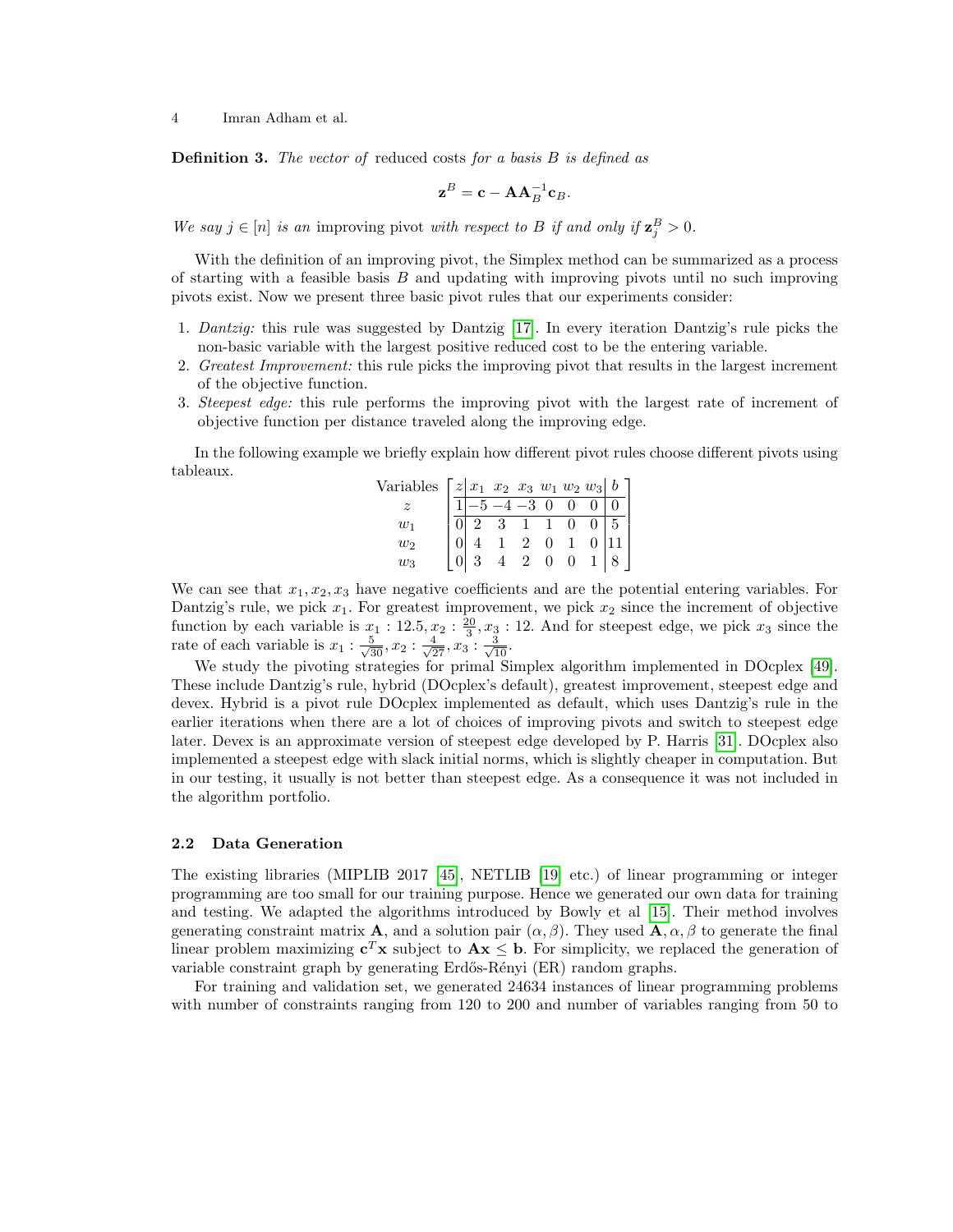**Definition 3.** *The vector of* reduced costs *for a basis $B$ is defined as*

$$\mathbf{z}^B = \mathbf{c} - \mathbf{A}\mathbf{A}_B^{-1}\mathbf{c}_B.$$

*We say $j \in [n]$ is an* improving pivot *with respect to $B$ if and only if $\mathbf{z}_j^B > 0$.*

With the definition of an improving pivot, the Simplex method can be summarized as a process of starting with a feasible basis $B$ and updating with improving pivots until no such improving pivots exist. Now we present three basic pivot rules that our experiments consider:

1. *Dantzig:* this rule was suggested by Dantzig [17]. In every iteration Dantzig's rule picks the non-basic variable with the largest positive reduced cost to be the entering variable.
2. *Greatest Improvement:* this rule picks the improving pivot that results in the largest increment of the objective function.
3. *Steepest edge:* this rule performs the improving pivot with the largest rate of increment of objective function per distance traveled along the improving edge.

In the following example we briefly explain how different pivot rules choose different pivots using tableaux.

$$\begin{array}{c} \text{Variables} \\ z \\ w_1 \\ w_2 \\ w_3 \end{array} \left[\begin{array}{c|cccccc|c} z & x_1 & x_2 & x_3 & w_1 & w_2 & w_3 & b \\ \hline 1 & -5 & -4 & -3 & 0 & 0 & 0 & 0 \\ \hline 0 & 2 & 3 & 1 & 1 & 0 & 0 & 5 \\ 0 & 4 & 1 & 2 & 0 & 1 & 0 & 11 \\ 0 & 3 & 4 & 2 & 0 & 0 & 1 & 8 \end{array}\right]$$

We can see that $x_1, x_2, x_3$ have negative coefficients and are the potential entering variables. For Dantzig's rule, we pick $x_1$. For greatest improvement, we pick $x_2$ since the increment of objective function by each variable is $x_1 : 12.5, x_2 : \frac{20}{3}, x_3 : 12$. And for steepest edge, we pick $x_3$ since the rate of each variable is $x_1 : \frac{5}{\sqrt{30}}, x_2 : \frac{4}{\sqrt{27}}, x_3 : \frac{3}{\sqrt{10}}$.

We study the pivoting strategies for primal Simplex algorithm implemented in DOcplex [49]. These include Dantzig's rule, hybrid (DOcplex's default), greatest improvement, steepest edge and devex. Hybrid is a pivot rule DOcplex implemented as default, which uses Dantzig's rule in the earlier iterations when there are a lot of choices of improving pivots and switch to steepest edge later. Devex is an approximate version of steepest edge developed by P. Harris [31]. DOcplex also implemented a steepest edge with slack initial norms, which is slightly cheaper in computation. But in our testing, it usually is not better than steepest edge. As a consequence it was not included in the algorithm portfolio.

### 2.2 Data Generation

The existing libraries (MIPLIB 2017 [45], NETLIB [19] etc.) of linear programming or integer programming are too small for our training purpose. Hence we generated our own data for training and testing. We adapted the algorithms introduced by Bowly et al [15]. Their method involves generating constraint matrix $\mathbf{A}$, and a solution pair $(\alpha, \beta)$. They used $\mathbf{A}, \alpha, \beta$ to generate the final linear problem maximizing $\mathbf{c}^T\mathbf{x}$ subject to $\mathbf{A}\mathbf{x} \leq \mathbf{b}$. For simplicity, we replaced the generation of variable constraint graph by generating Erdős-Rényi (ER) random graphs.

For training and validation set, we generated 24634 instances of linear programming problems with number of constraints ranging from 120 to 200 and number of variables ranging from 50 to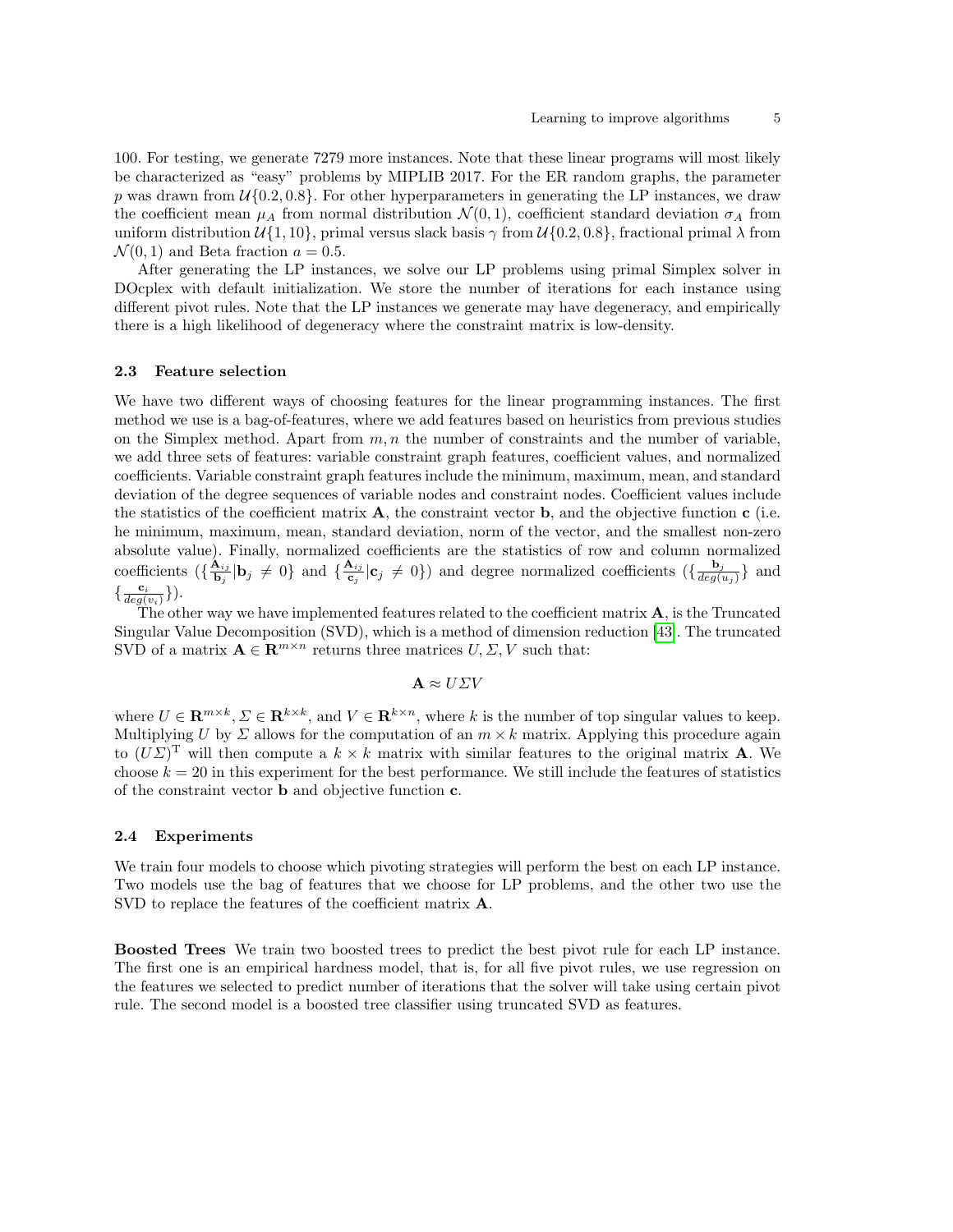100. For testing, we generate 7279 more instances. Note that these linear programs will most likely be characterized as "easy" problems by MIPLIB 2017. For the ER random graphs, the parameter $p$ was drawn from $\mathcal{U}\{0.2, 0.8\}$. For other hyperparameters in generating the LP instances, we draw the coefficient mean $\mu_A$ from normal distribution $\mathcal{N}(0, 1)$, coefficient standard deviation $\sigma_A$ from uniform distribution $\mathcal{U}\{1, 10\}$, primal versus slack basis $\gamma$ from $\mathcal{U}\{0.2, 0.8\}$, fractional primal $\lambda$ from $\mathcal{N}(0, 1)$ and Beta fraction $a = 0.5$.

After generating the LP instances, we solve our LP problems using primal Simplex solver in DOcplex with default initialization. We store the number of iterations for each instance using different pivot rules. Note that the LP instances we generate may have degeneracy, and empirically there is a high likelihood of degeneracy where the constraint matrix is low-density.

### 2.3 Feature selection

We have two different ways of choosing features for the linear programming instances. The first method we use is a bag-of-features, where we add features based on heuristics from previous studies on the Simplex method. Apart from $m, n$ the number of constraints and the number of variable, we add three sets of features: variable constraint graph features, coefficient values, and normalized coefficients. Variable constraint graph features include the minimum, maximum, mean, and standard deviation of the degree sequences of variable nodes and constraint nodes. Coefficient values include the statistics of the coefficient matrix $\mathbf{A}$, the constraint vector $\mathbf{b}$, and the objective function $\mathbf{c}$ (i.e. he minimum, maximum, mean, standard deviation, norm of the vector, and the smallest non-zero absolute value). Finally, normalized coefficients are the statistics of row and column normalized coefficients ($\{\frac{\mathbf{A}_{ij}}{\mathbf{b}_j} | \mathbf{b}_j \neq 0\}$ and $\{\frac{\mathbf{A}_{ij}}{\mathbf{c}_j} | \mathbf{c}_j \neq 0\}$) and degree normalized coefficients ($\{\frac{\mathbf{b}_j}{deg(u_j)}\}$ and $\{\frac{\mathbf{c}_i}{deg(v_i)}\}$).

The other way we have implemented features related to the coefficient matrix $\mathbf{A}$, is the Truncated Singular Value Decomposition (SVD), which is a method of dimension reduction [43]. The truncated SVD of a matrix $\mathbf{A} \in \mathbf{R}^{m \times n}$ returns three matrices $U, \Sigma, V$ such that:

$$\mathbf{A} \approx U \Sigma V$$

where $U \in \mathbf{R}^{m \times k}$, $\Sigma \in \mathbf{R}^{k \times k}$, and $V \in \mathbf{R}^{k \times n}$, where $k$ is the number of top singular values to keep. Multiplying $U$ by $\Sigma$ allows for the computation of an $m \times k$ matrix. Applying this procedure again to $(U\Sigma)^{\mathrm{T}}$ will then compute a $k \times k$ matrix with similar features to the original matrix $\mathbf{A}$. We choose $k = 20$ in this experiment for the best performance. We still include the features of statistics of the constraint vector $\mathbf{b}$ and objective function $\mathbf{c}$.

### 2.4 Experiments

We train four models to choose which pivoting strategies will perform the best on each LP instance. Two models use the bag of features that we choose for LP problems, and the other two use the SVD to replace the features of the coefficient matrix $\mathbf{A}$.

**Boosted Trees** We train two boosted trees to predict the best pivot rule for each LP instance. The first one is an empirical hardness model, that is, for all five pivot rules, we use regression on the features we selected to predict number of iterations that the solver will take using certain pivot rule. The second model is a boosted tree classifier using truncated SVD as features.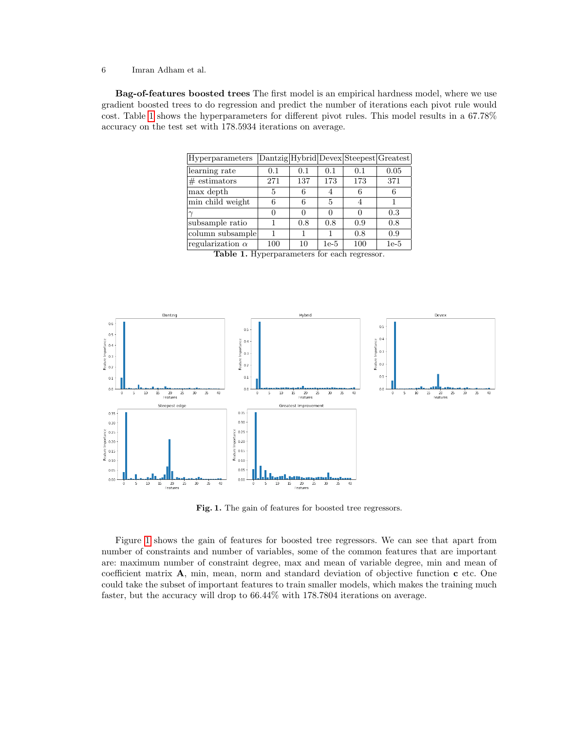**Bag-of-features boosted trees** The first model is an empirical hardness model, where we use gradient boosted trees to do regression and predict the number of iterations each pivot rule would cost. Table 1 shows the hyperparameters for different pivot rules. This model results in a 67.78% accuracy on the test set with 178.5934 iterations on average.

| Hyperparameters | Dantzig | Hybrid | Devex | Steepest | Greatest |
|---|---|---|---|---|---|
| learning rate | 0.1 | 0.1 | 0.1 | 0.1 | 0.05 |
| # estimators | 271 | 137 | 173 | 173 | 371 |
| max depth | 5 | 6 | 4 | 6 | 6 |
| min child weight | 6 | 6 | 5 | 4 | 1 |
| $\gamma$ | 0 | 0 | 0 | 0 | 0.3 |
| subsample ratio | 1 | 0.8 | 0.8 | 0.9 | 0.8 |
| column subsample | 1 | 1 | 1 | 0.8 | 0.9 |
| regularization $\alpha$ | 100 | 10 | 1e-5 | 100 | 1e-5 |

**Table 1.** Hyperparameters for each regressor.

**Fig. 1.** The gain of features for boosted tree regressors.

Figure 1 shows the gain of features for boosted tree regressors. We can see that apart from number of constraints and number of variables, some of the common features that are important are: maximum number of constraint degree, max and mean of variable degree, min and mean of coefficient matrix $\mathbf{A}$, min, mean, norm and standard deviation of objective function $\mathbf{c}$ etc. One could take the subset of important features to train smaller models, which makes the training much faster, but the accuracy will drop to 66.44% with 178.7804 iterations on average.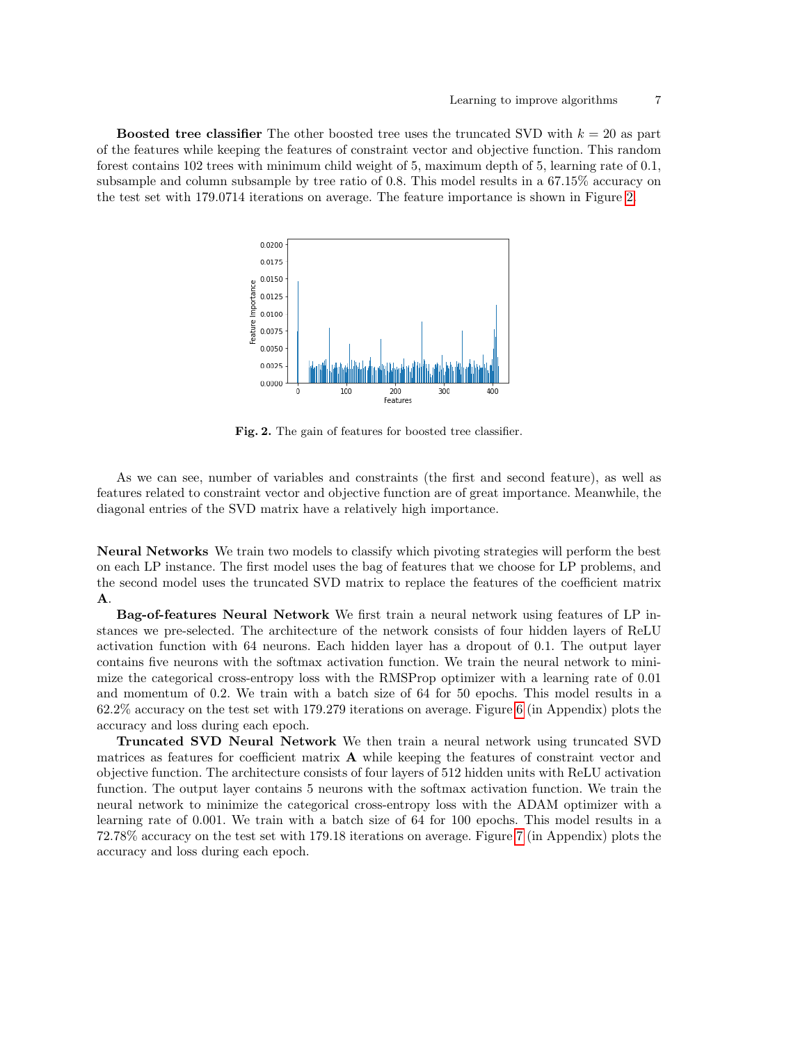**Boosted tree classifier** The other boosted tree uses the truncated SVD with $k = 20$ as part of the features while keeping the features of constraint vector and objective function. This random forest contains 102 trees with minimum child weight of 5, maximum depth of 5, learning rate of 0.1, subsample and column subsample by tree ratio of 0.8. This model results in a 67.15% accuracy on the test set with 179.0714 iterations on average. The feature importance is shown in Figure 2.

**Fig. 2.** The gain of features for boosted tree classifier.

As we can see, number of variables and constraints (the first and second feature), as well as features related to constraint vector and objective function are of great importance. Meanwhile, the diagonal entries of the SVD matrix have a relatively high importance.

**Neural Networks** We train two models to classify which pivoting strategies will perform the best on each LP instance. The first model uses the bag of features that we choose for LP problems, and the second model uses the truncated SVD matrix to replace the features of the coefficient matrix $\mathbf{A}$.

**Bag-of-features Neural Network** We first train a neural network using features of LP instances we pre-selected. The architecture of the network consists of four hidden layers of ReLU activation function with 64 neurons. Each hidden layer has a dropout of 0.1. The output layer contains five neurons with the softmax activation function. We train the neural network to minimize the categorical cross-entropy loss with the RMSProp optimizer with a learning rate of 0.01 and momentum of 0.2. We train with a batch size of 64 for 50 epochs. This model results in a 62.2% accuracy on the test set with 179.279 iterations on average. Figure 6 (in Appendix) plots the accuracy and loss during each epoch.

**Truncated SVD Neural Network** We then train a neural network using truncated SVD matrices as features for coefficient matrix $\mathbf{A}$ while keeping the features of constraint vector and objective function. The architecture consists of four layers of 512 hidden units with ReLU activation function. The output layer contains 5 neurons with the softmax activation function. We train the neural network to minimize the categorical cross-entropy loss with the ADAM optimizer with a learning rate of 0.001. We train with a batch size of 64 for 100 epochs. This model results in a 72.78% accuracy on the test set with 179.18 iterations on average. Figure 7 (in Appendix) plots the accuracy and loss during each epoch.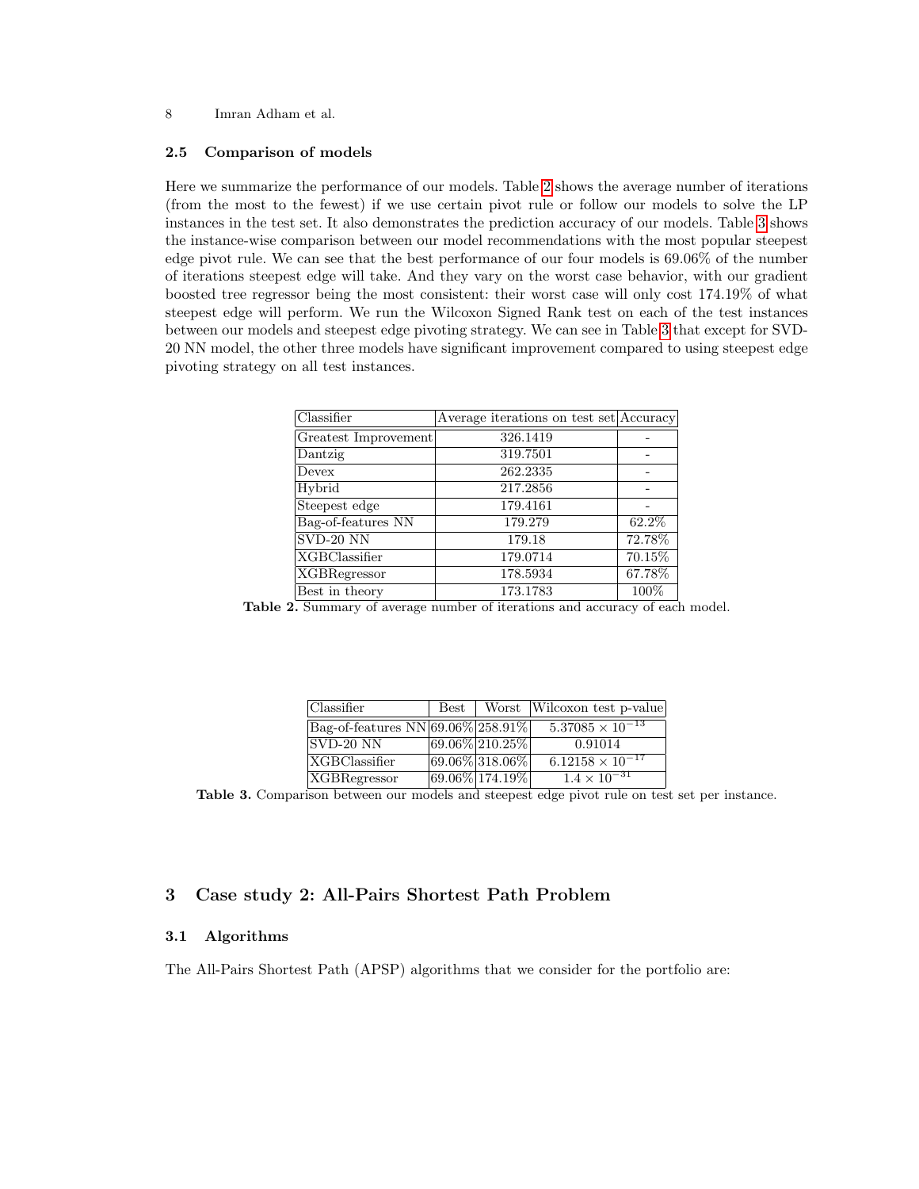### 2.5 Comparison of models

Here we summarize the performance of our models. Table 2 shows the average number of iterations (from the most to the fewest) if we use certain pivot rule or follow our models to solve the LP instances in the test set. It also demonstrates the prediction accuracy of our models. Table 3 shows the instance-wise comparison between our model recommendations with the most popular steepest edge pivot rule. We can see that the best performance of our four models is 69.06% of the number of iterations steepest edge will take. And they vary on the worst case behavior, with our gradient boosted tree regressor being the most consistent: their worst case will only cost 174.19% of what steepest edge will perform. We run the Wilcoxon Signed Rank test on each of the test instances between our models and steepest edge pivoting strategy. We can see in Table 3 that except for SVD-20 NN model, the other three models have significant improvement compared to using steepest edge pivoting strategy on all test instances.

| Classifier | Average iterations on test set | Accuracy |
|---|---|---|
| Greatest Improvement | 326.1419 | - |
| Dantzig | 319.7501 | - |
| Devex | 262.2335 | - |
| Hybrid | 217.2856 | - |
| Steepest edge | 179.4161 | - |
| Bag-of-features NN | 179.279 | 62.2% |
| SVD-20 NN | 179.18 | 72.78% |
| XGBClassifier | 179.0714 | 70.15% |
| XGBRegressor | 178.5934 | 67.78% |
| Best in theory | 173.1783 | 100% |

**Table 2.** Summary of average number of iterations and accuracy of each model.

| Classifier | Best | Worst | Wilcoxon test p-value |
|---|---|---|---|
| Bag-of-features NN | 69.06% | 258.91% | $5.37085 \times 10^{-13}$ |
| SVD-20 NN | 69.06% | 210.25% | 0.91014 |
| XGBClassifier | 69.06% | 318.06% | $6.12158 \times 10^{-17}$ |
| XGBRegressor | 69.06% | 174.19% | $1.4 \times 10^{-31}$ |

**Table 3.** Comparison between our models and steepest edge pivot rule on test set per instance.

## 3 Case study 2: All-Pairs Shortest Path Problem

### 3.1 Algorithms

The All-Pairs Shortest Path (APSP) algorithms that we consider for the portfolio are: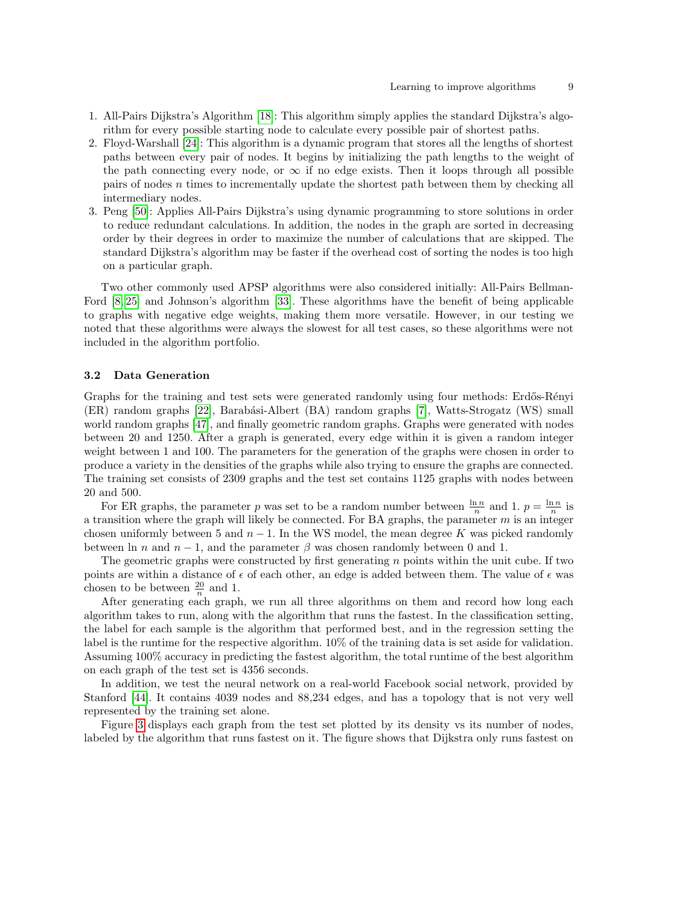1. All-Pairs Dijkstra's Algorithm [18]: This algorithm simply applies the standard Dijkstra's algorithm for every possible starting node to calculate every possible pair of shortest paths.
2. Floyd-Warshall [24]: This algorithm is a dynamic program that stores all the lengths of shortest paths between every pair of nodes. It begins by initializing the path lengths to the weight of the path connecting every node, or $\infty$ if no edge exists. Then it loops through all possible pairs of nodes $n$ times to incrementally update the shortest path between them by checking all intermediary nodes.
3. Peng [50]: Applies All-Pairs Dijkstra's using dynamic programming to store solutions in order to reduce redundant calculations. In addition, the nodes in the graph are sorted in decreasing order by their degrees in order to maximize the number of calculations that are skipped. The standard Dijkstra's algorithm may be faster if the overhead cost of sorting the nodes is too high on a particular graph.

Two other commonly used APSP algorithms were also considered initially: All-Pairs Bellman-Ford [8,25] and Johnson's algorithm [33]. These algorithms have the benefit of being applicable to graphs with negative edge weights, making them more versatile. However, in our testing we noted that these algorithms were always the slowest for all test cases, so these algorithms were not included in the algorithm portfolio.

### 3.2 Data Generation

Graphs for the training and test sets were generated randomly using four methods: Erdős-Rényi (ER) random graphs [22], Barabási-Albert (BA) random graphs [7], Watts-Strogatz (WS) small world random graphs [47], and finally geometric random graphs. Graphs were generated with nodes between 20 and 1250. After a graph is generated, every edge within it is given a random integer weight between 1 and 100. The parameters for the generation of the graphs were chosen in order to produce a variety in the densities of the graphs while also trying to ensure the graphs are connected. The training set consists of 2309 graphs and the test set contains 1125 graphs with nodes between 20 and 500.

For ER graphs, the parameter $p$ was set to be a random number between $\frac{\ln n}{n}$ and 1. $p = \frac{\ln n}{n}$ is a transition where the graph will likely be connected. For BA graphs, the parameter $m$ is an integer chosen uniformly between 5 and $n-1$. In the WS model, the mean degree $K$ was picked randomly between ln $n$ and $n-1$, and the parameter $\beta$ was chosen randomly between 0 and 1.

The geometric graphs were constructed by first generating $n$ points within the unit cube. If two points are within a distance of $\epsilon$ of each other, an edge is added between them. The value of $\epsilon$ was chosen to be between $\frac{20}{n}$ and 1.

After generating each graph, we run all three algorithms on them and record how long each algorithm takes to run, along with the algorithm that runs the fastest. In the classification setting, the label for each sample is the algorithm that performed best, and in the regression setting the label is the runtime for the respective algorithm. 10% of the training data is set aside for validation. Assuming 100% accuracy in predicting the fastest algorithm, the total runtime of the best algorithm on each graph of the test set is 4356 seconds.

In addition, we test the neural network on a real-world Facebook social network, provided by Stanford [44]. It contains 4039 nodes and 88,234 edges, and has a topology that is not very well represented by the training set alone.

Figure 3 displays each graph from the test set plotted by its density vs its number of nodes, labeled by the algorithm that runs fastest on it. The figure shows that Dijkstra only runs fastest on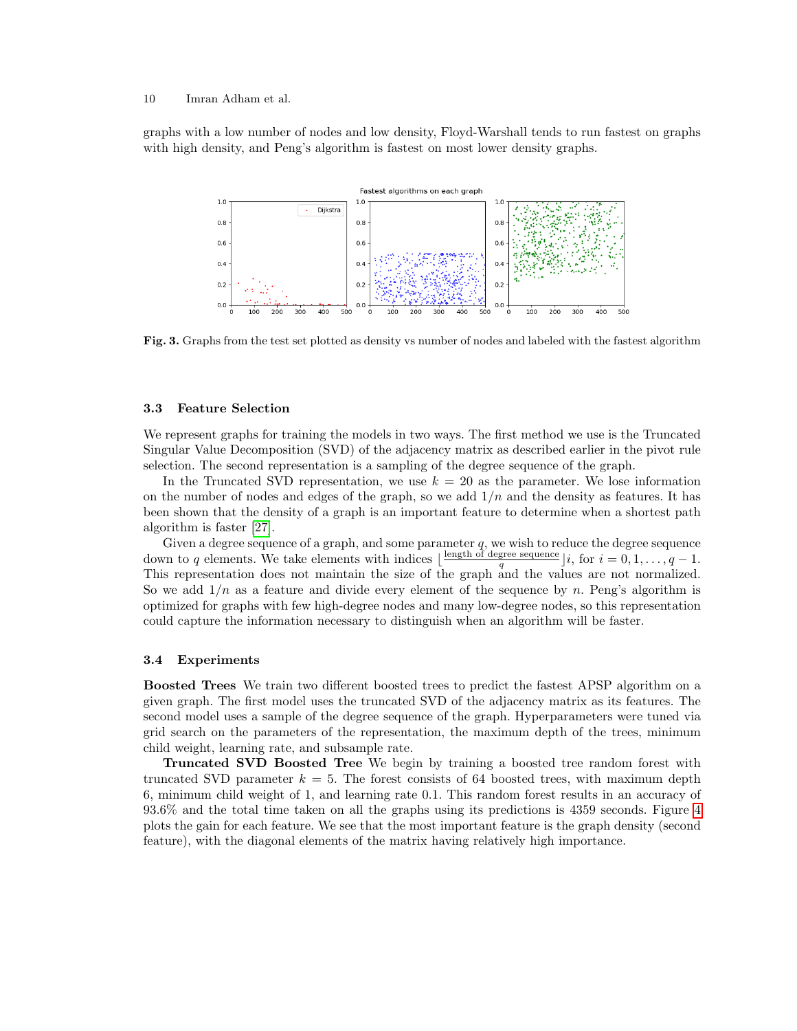graphs with a low number of nodes and low density, Floyd-Warshall tends to run fastest on graphs with high density, and Peng's algorithm is fastest on most lower density graphs.

**Fig. 3.** Graphs from the test set plotted as density vs number of nodes and labeled with the fastest algorithm

### 3.3 Feature Selection

We represent graphs for training the models in two ways. The first method we use is the Truncated Singular Value Decomposition (SVD) of the adjacency matrix as described earlier in the pivot rule selection. The second representation is a sampling of the degree sequence of the graph.

In the Truncated SVD representation, we use $k = 20$ as the parameter. We lose information on the number of nodes and edges of the graph, so we add $1/n$ and the density as features. It has been shown that the density of a graph is an important feature to determine when a shortest path algorithm is faster [27].

Given a degree sequence of a graph, and some parameter $q$, we wish to reduce the degree sequence down to $q$ elements. We take elements with indices $\lfloor \frac{\text{length of degree sequence}}{q} \rfloor i$, for $i = 0, 1, \ldots, q-1$. This representation does not maintain the size of the graph and the values are not normalized. So we add $1/n$ as a feature and divide every element of the sequence by $n$. Peng's algorithm is optimized for graphs with few high-degree nodes and many low-degree nodes, so this representation could capture the information necessary to distinguish when an algorithm will be faster.

### 3.4 Experiments

**Boosted Trees** We train two different boosted trees to predict the fastest APSP algorithm on a given graph. The first model uses the truncated SVD of the adjacency matrix as its features. The second model uses a sample of the degree sequence of the graph. Hyperparameters were tuned via grid search on the parameters of the representation, the maximum depth of the trees, minimum child weight, learning rate, and subsample rate.

**Truncated SVD Boosted Tree** We begin by training a boosted tree random forest with truncated SVD parameter $k = 5$. The forest consists of 64 boosted trees, with maximum depth 6, minimum child weight of 1, and learning rate 0.1. This random forest results in an accuracy of 93.6% and the total time taken on all the graphs using its predictions is 4359 seconds. Figure 4 plots the gain for each feature. We see that the most important feature is the graph density (second feature), with the diagonal elements of the matrix having relatively high importance.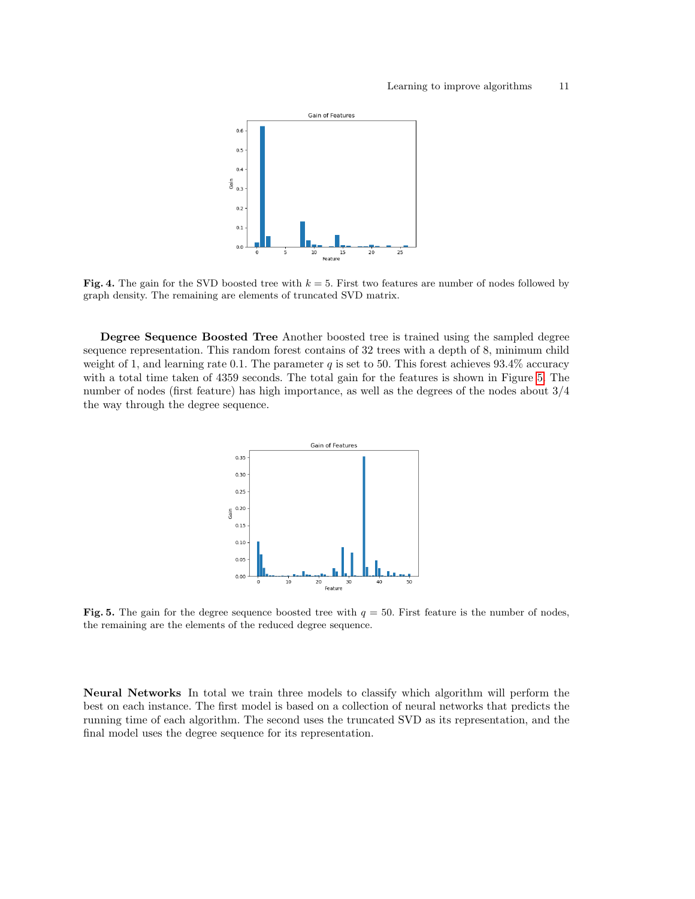**Fig. 4.** The gain for the SVD boosted tree with $k = 5$. First two features are number of nodes followed by graph density. The remaining are elements of truncated SVD matrix.

**Degree Sequence Boosted Tree** Another boosted tree is trained using the sampled degree sequence representation. This random forest contains of 32 trees with a depth of 8, minimum child weight of 1, and learning rate 0.1. The parameter $q$ is set to 50. This forest achieves 93.4% accuracy with a total time taken of 4359 seconds. The total gain for the features is shown in Figure 5. The number of nodes (first feature) has high importance, as well as the degrees of the nodes about 3/4 the way through the degree sequence.

**Fig. 5.** The gain for the degree sequence boosted tree with $q = 50$. First feature is the number of nodes, the remaining are the elements of the reduced degree sequence.

**Neural Networks** In total we train three models to classify which algorithm will perform the best on each instance. The first model is based on a collection of neural networks that predicts the running time of each algorithm. The second uses the truncated SVD as its representation, and the final model uses the degree sequence for its representation.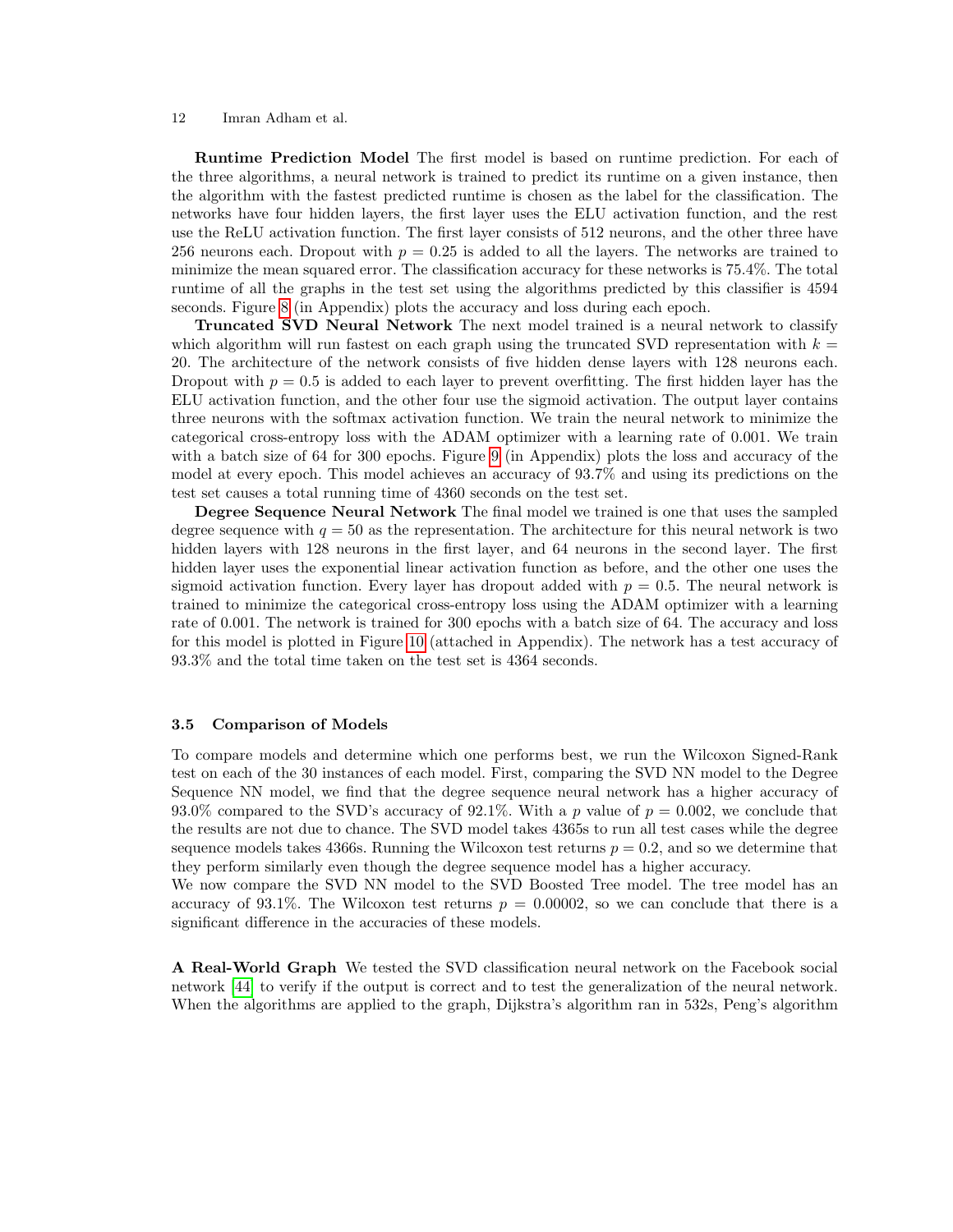**Runtime Prediction Model** The first model is based on runtime prediction. For each of the three algorithms, a neural network is trained to predict its runtime on a given instance, then the algorithm with the fastest predicted runtime is chosen as the label for the classification. The networks have four hidden layers, the first layer uses the ELU activation function, and the rest use the ReLU activation function. The first layer consists of 512 neurons, and the other three have 256 neurons each. Dropout with $p = 0.25$ is added to all the layers. The networks are trained to minimize the mean squared error. The classification accuracy for these networks is 75.4%. The total runtime of all the graphs in the test set using the algorithms predicted by this classifier is 4594 seconds. Figure 8 (in Appendix) plots the accuracy and loss during each epoch.

**Truncated SVD Neural Network** The next model trained is a neural network to classify which algorithm will run fastest on each graph using the truncated SVD representation with $k = 20$. The architecture of the network consists of five hidden dense layers with 128 neurons each. Dropout with $p = 0.5$ is added to each layer to prevent overfitting. The first hidden layer has the ELU activation function, and the other four use the sigmoid activation. The output layer contains three neurons with the softmax activation function. We train the neural network to minimize the categorical cross-entropy loss with the ADAM optimizer with a learning rate of 0.001. We train with a batch size of 64 for 300 epochs. Figure 9 (in Appendix) plots the loss and accuracy of the model at every epoch. This model achieves an accuracy of 93.7% and using its predictions on the test set causes a total running time of 4360 seconds on the test set.

**Degree Sequence Neural Network** The final model we trained is one that uses the sampled degree sequence with $q = 50$ as the representation. The architecture for this neural network is two hidden layers with 128 neurons in the first layer, and 64 neurons in the second layer. The first hidden layer uses the exponential linear activation function as before, and the other one uses the sigmoid activation function. Every layer has dropout added with $p = 0.5$. The neural network is trained to minimize the categorical cross-entropy loss using the ADAM optimizer with a learning rate of 0.001. The network is trained for 300 epochs with a batch size of 64. The accuracy and loss for this model is plotted in Figure 10 (attached in Appendix). The network has a test accuracy of 93.3% and the total time taken on the test set is 4364 seconds.

### 3.5 Comparison of Models

To compare models and determine which one performs best, we run the Wilcoxon Signed-Rank test on each of the 30 instances of each model. First, comparing the SVD NN model to the Degree Sequence NN model, we find that the degree sequence neural network has a higher accuracy of 93.0% compared to the SVD's accuracy of 92.1%. With a $p$ value of $p = 0.002$, we conclude that the results are not due to chance. The SVD model takes 4365s to run all test cases while the degree sequence models takes 4366s. Running the Wilcoxon test returns $p = 0.2$, and so we determine that they perform similarly even though the degree sequence model has a higher accuracy.
We now compare the SVD NN model to the SVD Boosted Tree model. The tree model has an accuracy of 93.1%. The Wilcoxon test returns $p = 0.00002$, so we can conclude that there is a significant difference in the accuracies of these models.

**A Real-World Graph** We tested the SVD classification neural network on the Facebook social network [44] to verify if the output is correct and to test the generalization of the neural network. When the algorithms are applied to the graph, Dijkstra's algorithm ran in 532s, Peng's algorithm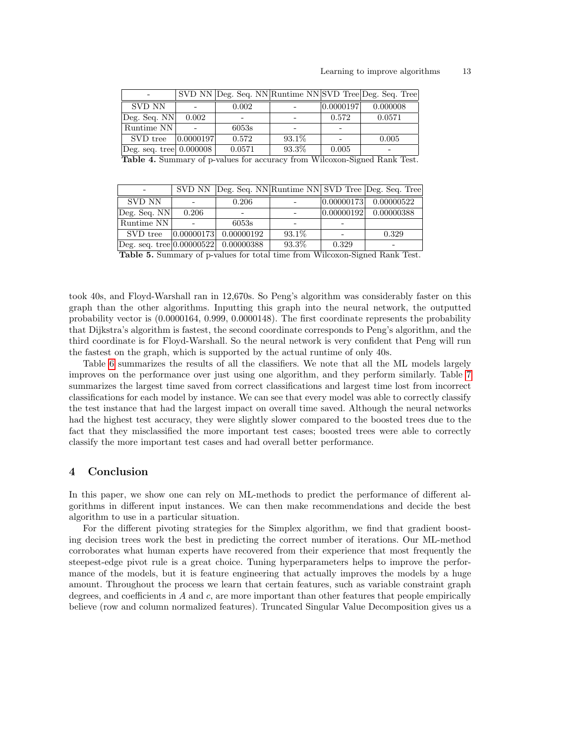| - | SVD NN | Deg. Seq. NN | Runtime NN | SVD Tree | Deg. Seq. Tree |
|---|---|---|---|---|---|
| SVD NN | - | 0.002 | - | 0.0000197 | 0.000008 |
| Deg. Seq. NN | 0.002 | - | - | 0.572 | 0.0571 |
| Runtime NN | - | 6053s | - | - | |
| SVD tree | 0.0000197 | 0.572 | 93.1% | - | 0.005 |
| Deg. seq. tree | 0.000008 | 0.0571 | 93.3% | 0.005 | - |

**Table 4.** Summary of p-values for accuracy from Wilcoxon-Signed Rank Test.

| - | SVD NN | Deg. Seq. NN | Runtime NN | SVD Tree | Deg. Seq. Tree |
|---|---|---|---|---|---|
| SVD NN | - | 0.206 | - | 0.00000173 | 0.00000522 |
| Deg. Seq. NN | 0.206 | - | - | 0.00000192 | 0.00000388 |
| Runtime NN | - | 6053s | - | - | |
| SVD tree | 0.00000173 | 0.00000192 | 93.1% | - | 0.329 |
| Deg. seq. tree | 0.00000522 | 0.00000388 | 93.3% | 0.329 | - |

**Table 5.** Summary of p-values for total time from Wilcoxon-Signed Rank Test.

took 40s, and Floyd-Warshall ran in 12,670s. So Peng's algorithm was considerably faster on this graph than the other algorithms. Inputting this graph into the neural network, the outputted probability vector is (0.0000164, 0.999, 0.0000148). The first coordinate represents the probability that Dijkstra's algorithm is fastest, the second coordinate corresponds to Peng's algorithm, and the third coordinate is for Floyd-Warshall. So the neural network is very confident that Peng will run the fastest on the graph, which is supported by the actual runtime of only 40s.

Table 6 summarizes the results of all the classifiers. We note that all the ML models largely improves on the performance over just using one algorithm, and they perform similarly. Table 7 summarizes the largest time saved from correct classifications and largest time lost from incorrect classifications for each model by instance. We can see that every model was able to correctly classify the test instance that had the largest impact on overall time saved. Although the neural networks had the highest test accuracy, they were slightly slower compared to the boosted trees due to the fact that they misclassified the more important test cases; boosted trees were able to correctly classify the more important test cases and had overall better performance.

## 4 Conclusion

In this paper, we show one can rely on ML-methods to predict the performance of different algorithms in different input instances. We can then make recommendations and decide the best algorithm to use in a particular situation.

For the different pivoting strategies for the Simplex algorithm, we find that gradient boosting decision trees work the best in predicting the correct number of iterations. Our ML-method corroborates what human experts have recovered from their experience that most frequently the steepest-edge pivot rule is a great choice. Tuning hyperparameters helps to improve the performance of the models, but it is feature engineering that actually improves the models by a huge amount. Throughout the process we learn that certain features, such as variable constraint graph degrees, and coefficients in $A$ and $c$, are more important than other features that people empirically believe (row and column normalized features). Truncated Singular Value Decomposition gives us a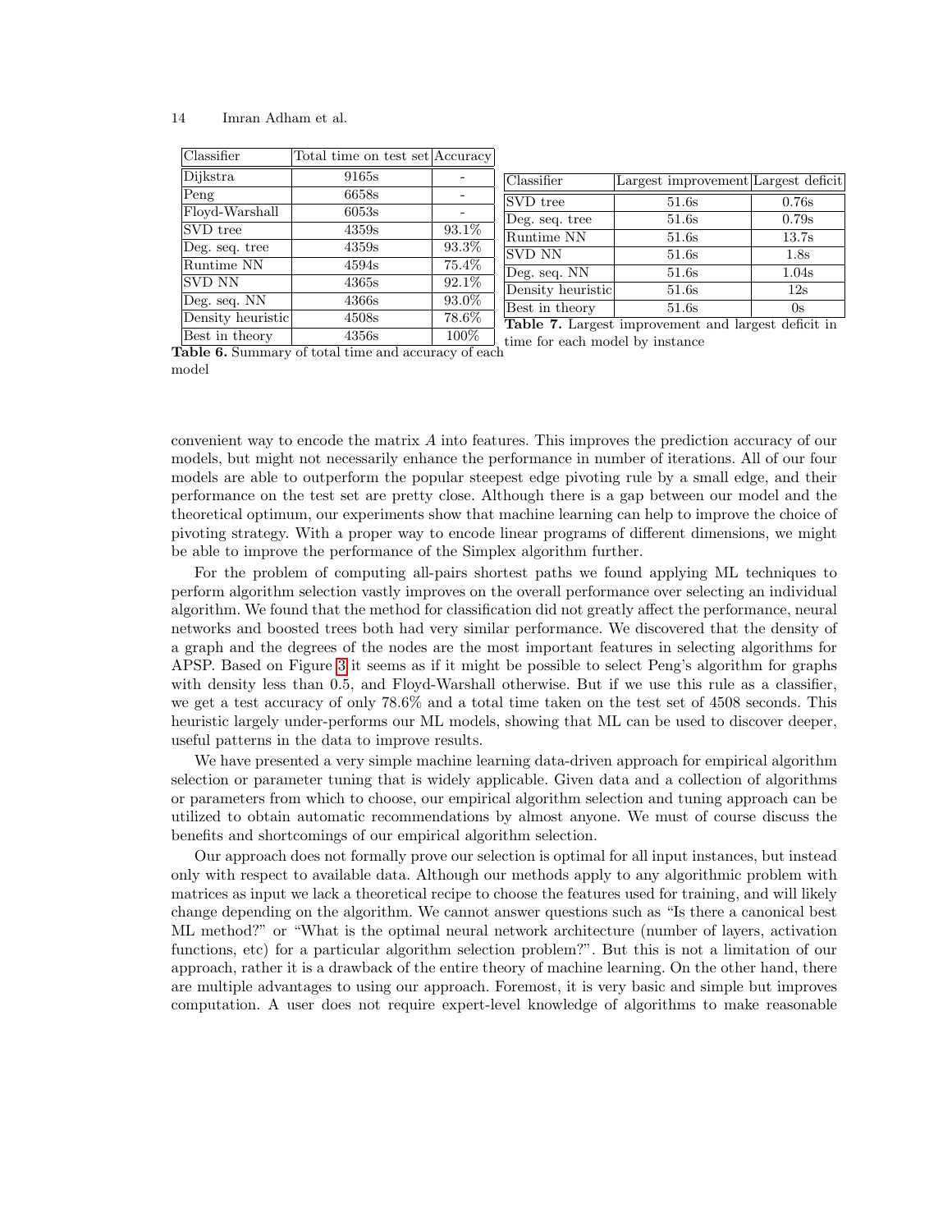| Classifier | Total time on test set | Accuracy |
|---|---|---|
| Dijkstra | 9165s | - |
| Peng | 6658s | - |
| Floyd-Warshall | 6053s | - |
| SVD tree | 4359s | 93.1% |
| Deg. seq. tree | 4359s | 93.3% |
| Runtime NN | 4594s | 75.4% |
| SVD NN | 4365s | 92.1% |
| Deg. seq. NN | 4366s | 93.0% |
| Density heuristic | 4508s | 78.6% |
| Best in theory | 4356s | 100% |

**Table 6.** Summary of total time and accuracy of each model

| Classifier | Largest improvement | Largest deficit |
|---|---|---|
| SVD tree | 51.6s | 0.76s |
| Deg. seq. tree | 51.6s | 0.79s |
| Runtime NN | 51.6s | 13.7s |
| SVD NN | 51.6s | 1.8s |
| Deg. seq. NN | 51.6s | 1.04s |
| Density heuristic | 51.6s | 12s |
| Best in theory | 51.6s | 0s |

**Table 7.** Largest improvement and largest deficit in time for each model by instance

convenient way to encode the matrix $A$ into features. This improves the prediction accuracy of our models, but might not necessarily enhance the performance in number of iterations. All of our four models are able to outperform the popular steepest edge pivoting rule by a small edge, and their performance on the test set are pretty close. Although there is a gap between our model and the theoretical optimum, our experiments show that machine learning can help to improve the choice of pivoting strategy. With a proper way to encode linear programs of different dimensions, we might be able to improve the performance of the Simplex algorithm further.

For the problem of computing all-pairs shortest paths we found applying ML techniques to perform algorithm selection vastly improves on the overall performance over selecting an individual algorithm. We found that the method for classification did not greatly affect the performance, neural networks and boosted trees both had very similar performance. We discovered that the density of a graph and the degrees of the nodes are the most important features in selecting algorithms for APSP. Based on Figure 3 it seems as if it might be possible to select Peng's algorithm for graphs with density less than 0.5, and Floyd-Warshall otherwise. But if we use this rule as a classifier, we get a test accuracy of only 78.6% and a total time taken on the test set of 4508 seconds. This heuristic largely under-performs our ML models, showing that ML can be used to discover deeper, useful patterns in the data to improve results.

We have presented a very simple machine learning data-driven approach for empirical algorithm selection or parameter tuning that is widely applicable. Given data and a collection of algorithms or parameters from which to choose, our empirical algorithm selection and tuning approach can be utilized to obtain automatic recommendations by almost anyone. We must of course discuss the benefits and shortcomings of our empirical algorithm selection.

Our approach does not formally prove our selection is optimal for all input instances, but instead only with respect to available data. Although our methods apply to any algorithmic problem with matrices as input we lack a theoretical recipe to choose the features used for training, and will likely change depending on the algorithm. We cannot answer questions such as "Is there a canonical best ML method?" or "What is the optimal neural network architecture (number of layers, activation functions, etc) for a particular algorithm selection problem?". But this is not a limitation of our approach, rather it is a drawback of the entire theory of machine learning. On the other hand, there are multiple advantages to using our approach. Foremost, it is very basic and simple but improves computation. A user does not require expert-level knowledge of algorithms to make reasonable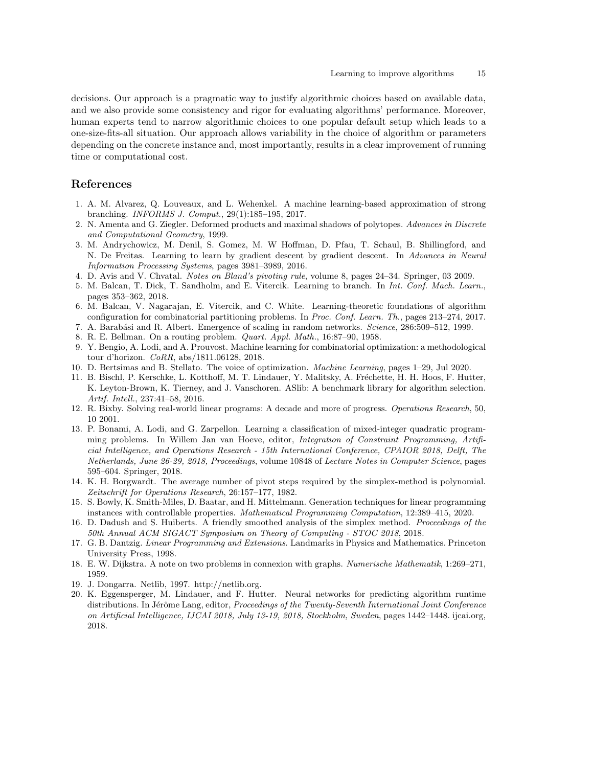decisions. Our approach is a pragmatic way to justify algorithmic choices based on available data, and we also provide some consistency and rigor for evaluating algorithms' performance. Moreover, human experts tend to narrow algorithmic choices to one popular default setup which leads to a one-size-fits-all situation. Our approach allows variability in the choice of algorithm or parameters depending on the concrete instance and, most importantly, results in a clear improvement of running time or computational cost.

## References

1. A. M. Alvarez, Q. Louveaux, and L. Wehenkel. A machine learning-based approximation of strong branching. *INFORMS J. Comput.*, 29(1):185–195, 2017.
2. N. Amenta and G. Ziegler. Deformed products and maximal shadows of polytopes. *Advances in Discrete and Computational Geometry*, 1999.
3. M. Andrychowicz, M. Denil, S. Gomez, M. W Hoffman, D. Pfau, T. Schaul, B. Shillingford, and N. De Freitas. Learning to learn by gradient descent by gradient descent. In *Advances in Neural Information Processing Systems*, pages 3981–3989, 2016.
4. D. Avis and V. Chvatal. *Notes on Bland's pivoting rule*, volume 8, pages 24–34. Springer, 03 2009.
5. M. Balcan, T. Dick, T. Sandholm, and E. Vitercik. Learning to branch. In *Int. Conf. Mach. Learn.*, pages 353–362, 2018.
6. M. Balcan, V. Nagarajan, E. Vitercik, and C. White. Learning-theoretic foundations of algorithm configuration for combinatorial partitioning problems. In *Proc. Conf. Learn. Th.*, pages 213–274, 2017.
7. A. Barabási and R. Albert. Emergence of scaling in random networks. *Science*, 286:509–512, 1999.
8. R. E. Bellman. On a routing problem. *Quart. Appl. Math.*, 16:87–90, 1958.
9. Y. Bengio, A. Lodi, and A. Prouvost. Machine learning for combinatorial optimization: a methodological tour d'horizon. *CoRR*, abs/1811.06128, 2018.
10. D. Bertsimas and B. Stellato. The voice of optimization. *Machine Learning*, pages 1–29, Jul 2020.
11. B. Bischl, P. Kerschke, L. Kotthoff, M. T. Lindauer, Y. Malitsky, A. Fréchette, H. H. Hoos, F. Hutter, K. Leyton-Brown, K. Tierney, and J. Vanschoren. ASlib: A benchmark library for algorithm selection. *Artif. Intell.*, 237:41–58, 2016.
12. R. Bixby. Solving real-world linear programs: A decade and more of progress. *Operations Research*, 50, 10 2001.
13. P. Bonami, A. Lodi, and G. Zarpellon. Learning a classification of mixed-integer quadratic programming problems. In Willem Jan van Hoeve, editor, *Integration of Constraint Programming, Artificial Intelligence, and Operations Research - 15th International Conference, CPAIOR 2018, Delft, The Netherlands, June 26-29, 2018, Proceedings*, volume 10848 of *Lecture Notes in Computer Science*, pages 595–604. Springer, 2018.
14. K. H. Borgwardt. The average number of pivot steps required by the simplex-method is polynomial. *Zeitschrift for Operations Research*, 26:157–177, 1982.
15. S. Bowly, K. Smith-Miles, D. Baatar, and H. Mittelmann. Generation techniques for linear programming instances with controllable properties. *Mathematical Programming Computation*, 12:389–415, 2020.
16. D. Dadush and S. Huiberts. A friendly smoothed analysis of the simplex method. *Proceedings of the 50th Annual ACM SIGACT Symposium on Theory of Computing - STOC 2018*, 2018.
17. G. B. Dantzig. *Linear Programming and Extensions*. Landmarks in Physics and Mathematics. Princeton University Press, 1998.
18. E. W. Dijkstra. A note on two problems in connexion with graphs. *Numerische Mathematik*, 1:269–271, 1959.
19. J. Dongarra. Netlib, 1997. http://netlib.org.
20. K. Eggensperger, M. Lindauer, and F. Hutter. Neural networks for predicting algorithm runtime distributions. In Jérôme Lang, editor, *Proceedings of the Twenty-Seventh International Joint Conference on Artificial Intelligence, IJCAI 2018, July 13-19, 2018, Stockholm, Sweden*, pages 1442–1448. ijcai.org, 2018.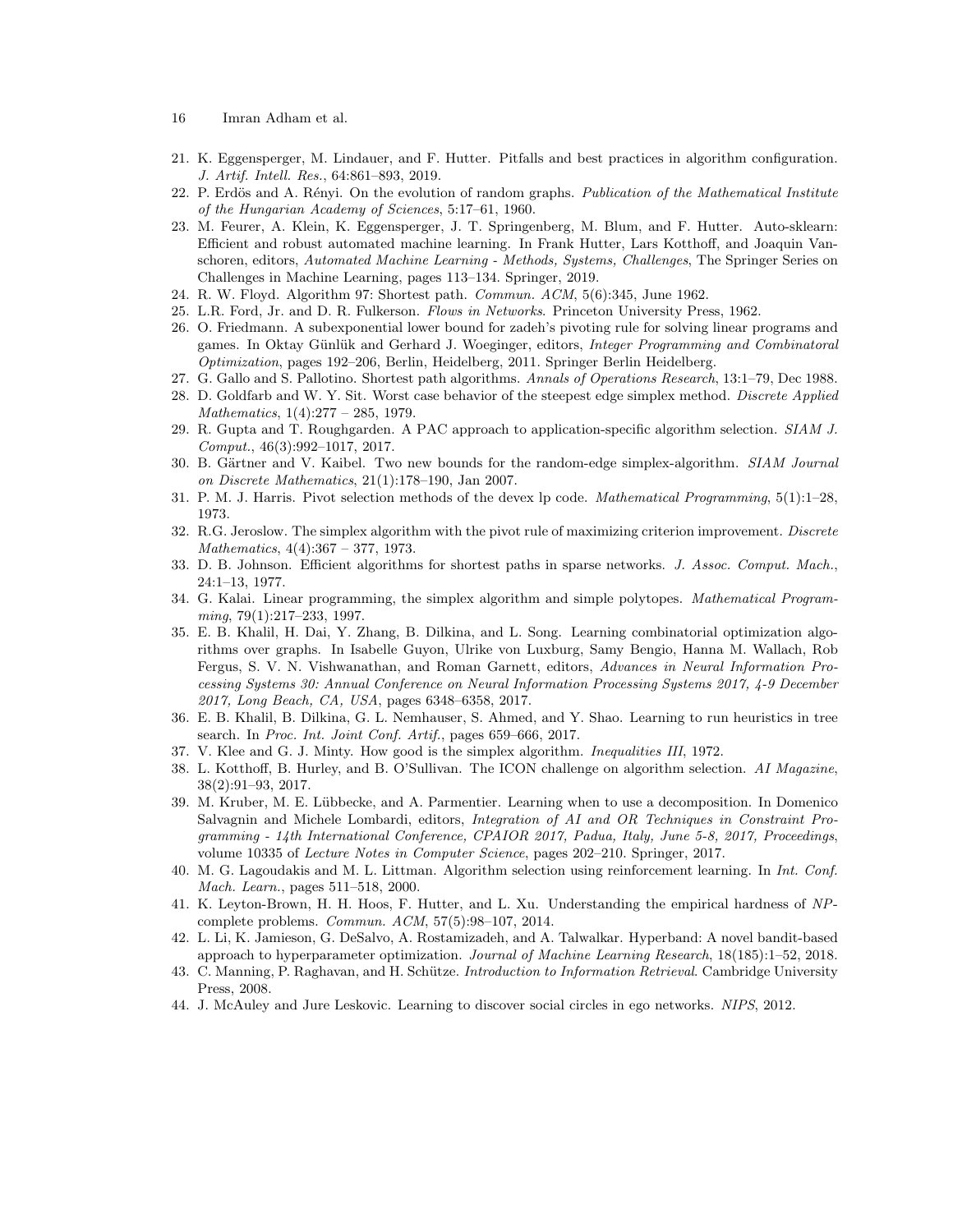21. K. Eggensperger, M. Lindauer, and F. Hutter. Pitfalls and best practices in algorithm configuration. *J. Artif. Intell. Res.*, 64:861–893, 2019.
22. P. Erdös and A. Rényi. On the evolution of random graphs. *Publication of the Mathematical Institute of the Hungarian Academy of Sciences*, 5:17–61, 1960.
23. M. Feurer, A. Klein, K. Eggensperger, J. T. Springenberg, M. Blum, and F. Hutter. Auto-sklearn: Efficient and robust automated machine learning. In Frank Hutter, Lars Kotthoff, and Joaquin Vanschoren, editors, *Automated Machine Learning - Methods, Systems, Challenges*, The Springer Series on Challenges in Machine Learning, pages 113–134. Springer, 2019.
24. R. W. Floyd. Algorithm 97: Shortest path. *Commun. ACM*, 5(6):345, June 1962.
25. L.R. Ford, Jr. and D. R. Fulkerson. *Flows in Networks*. Princeton University Press, 1962.
26. O. Friedmann. A subexponential lower bound for zadeh's pivoting rule for solving linear programs and games. In Oktay Günlük and Gerhard J. Woeginger, editors, *Integer Programming and Combinatoral Optimization*, pages 192–206, Berlin, Heidelberg, 2011. Springer Berlin Heidelberg.
27. G. Gallo and S. Pallotino. Shortest path algorithms. *Annals of Operations Research*, 13:1–79, Dec 1988.
28. D. Goldfarb and W. Y. Sit. Worst case behavior of the steepest edge simplex method. *Discrete Applied Mathematics*, 1(4):277 – 285, 1979.
29. R. Gupta and T. Roughgarden. A PAC approach to application-specific algorithm selection. *SIAM J. Comput.*, 46(3):992–1017, 2017.
30. B. Gärtner and V. Kaibel. Two new bounds for the random-edge simplex-algorithm. *SIAM Journal on Discrete Mathematics*, 21(1):178–190, Jan 2007.
31. P. M. J. Harris. Pivot selection methods of the devex lp code. *Mathematical Programming*, 5(1):1–28, 1973.
32. R.G. Jeroslow. The simplex algorithm with the pivot rule of maximizing criterion improvement. *Discrete Mathematics*, 4(4):367 – 377, 1973.
33. D. B. Johnson. Efficient algorithms for shortest paths in sparse networks. *J. Assoc. Comput. Mach.*, 24:1–13, 1977.
34. G. Kalai. Linear programming, the simplex algorithm and simple polytopes. *Mathematical Programming*, 79(1):217–233, 1997.
35. E. B. Khalil, H. Dai, Y. Zhang, B. Dilkina, and L. Song. Learning combinatorial optimization algorithms over graphs. In Isabelle Guyon, Ulrike von Luxburg, Samy Bengio, Hanna M. Wallach, Rob Fergus, S. V. N. Vishwanathan, and Roman Garnett, editors, *Advances in Neural Information Processing Systems 30: Annual Conference on Neural Information Processing Systems 2017, 4-9 December 2017, Long Beach, CA, USA*, pages 6348–6358, 2017.
36. E. B. Khalil, B. Dilkina, G. L. Nemhauser, S. Ahmed, and Y. Shao. Learning to run heuristics in tree search. In *Proc. Int. Joint Conf. Artif.*, pages 659–666, 2017.
37. V. Klee and G. J. Minty. How good is the simplex algorithm. *Inequalities III*, 1972.
38. L. Kotthoff, B. Hurley, and B. O'Sullivan. The ICON challenge on algorithm selection. *AI Magazine*, 38(2):91–93, 2017.
39. M. Kruber, M. E. Lübbecke, and A. Parmentier. Learning when to use a decomposition. In Domenico Salvagnin and Michele Lombardi, editors, *Integration of AI and OR Techniques in Constraint Programming - 14th International Conference, CPAIOR 2017, Padua, Italy, June 5-8, 2017, Proceedings*, volume 10335 of *Lecture Notes in Computer Science*, pages 202–210. Springer, 2017.
40. M. G. Lagoudakis and M. L. Littman. Algorithm selection using reinforcement learning. In *Int. Conf. Mach. Learn.*, pages 511–518, 2000.
41. K. Leyton-Brown, H. H. Hoos, F. Hutter, and L. Xu. Understanding the empirical hardness of *NP*-complete problems. *Commun. ACM*, 57(5):98–107, 2014.
42. L. Li, K. Jamieson, G. DeSalvo, A. Rostamizadeh, and A. Talwalkar. Hyperband: A novel bandit-based approach to hyperparameter optimization. *Journal of Machine Learning Research*, 18(185):1–52, 2018.
43. C. Manning, P. Raghavan, and H. Schütze. *Introduction to Information Retrieval*. Cambridge University Press, 2008.
44. J. McAuley and Jure Leskovic. Learning to discover social circles in ego networks. *NIPS*, 2012.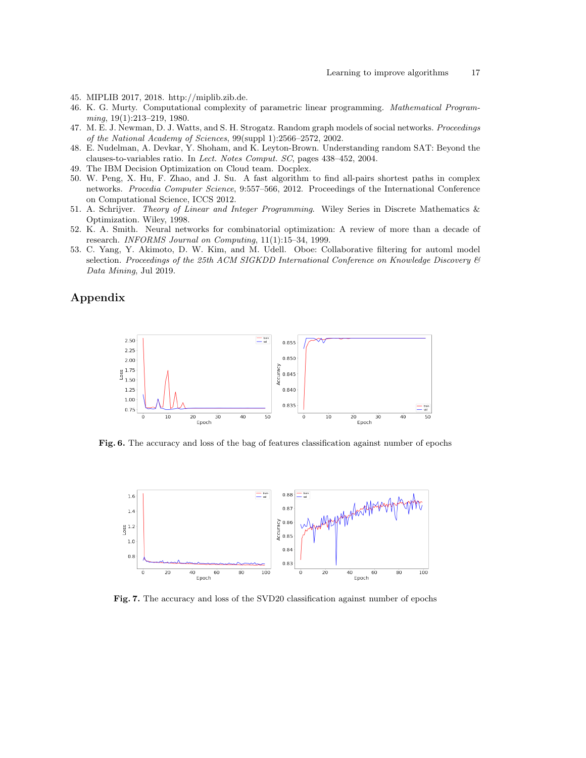45. MIPLIB 2017, 2018. http://miplib.zib.de.
46. K. G. Murty. Computational complexity of parametric linear programming. *Mathematical Programming*, 19(1):213–219, 1980.
47. M. E. J. Newman, D. J. Watts, and S. H. Strogatz. Random graph models of social networks. *Proceedings of the National Academy of Sciences*, 99(suppl 1):2566–2572, 2002.
48. E. Nudelman, A. Devkar, Y. Shoham, and K. Leyton-Brown. Understanding random SAT: Beyond the clauses-to-variables ratio. In *Lect. Notes Comput. SC*, pages 438–452, 2004.
49. The IBM Decision Optimization on Cloud team. Docplex.
50. W. Peng, X. Hu, F. Zhao, and J. Su. A fast algorithm to find all-pairs shortest paths in complex networks. *Procedia Computer Science*, 9:557–566, 2012. Proceedings of the International Conference on Computational Science, ICCS 2012.
51. A. Schrijver. *Theory of Linear and Integer Programming*. Wiley Series in Discrete Mathematics & Optimization. Wiley, 1998.
52. K. A. Smith. Neural networks for combinatorial optimization: A review of more than a decade of research. *INFORMS Journal on Computing*, 11(1):15–34, 1999.
53. C. Yang, Y. Akimoto, D. W. Kim, and M. Udell. Oboe: Collaborative filtering for automl model selection. *Proceedings of the 25th ACM SIGKDD International Conference on Knowledge Discovery & Data Mining*, Jul 2019.

# Appendix

**Fig. 6.** The accuracy and loss of the bag of features classification against number of epochs

**Fig. 7.** The accuracy and loss of the SVD20 classification against number of epochs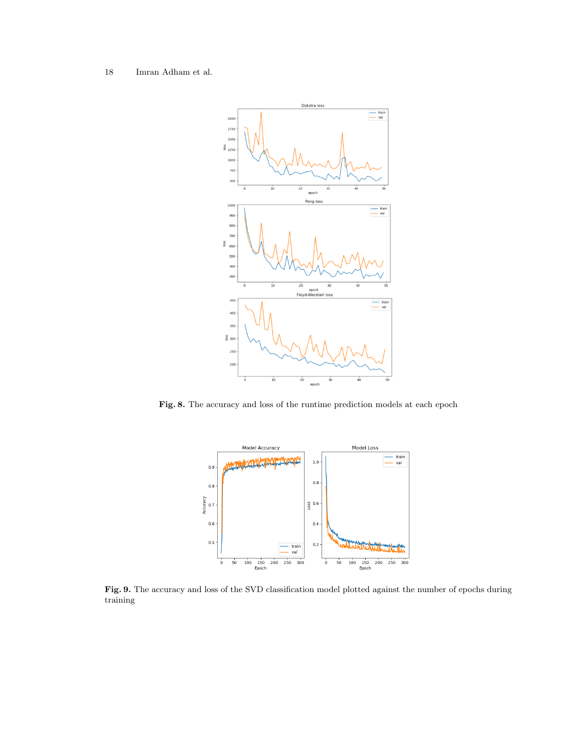**Fig. 8.** The accuracy and loss of the runtime prediction models at each epoch

**Fig. 9.** The accuracy and loss of the SVD classification model plotted against the number of epochs during training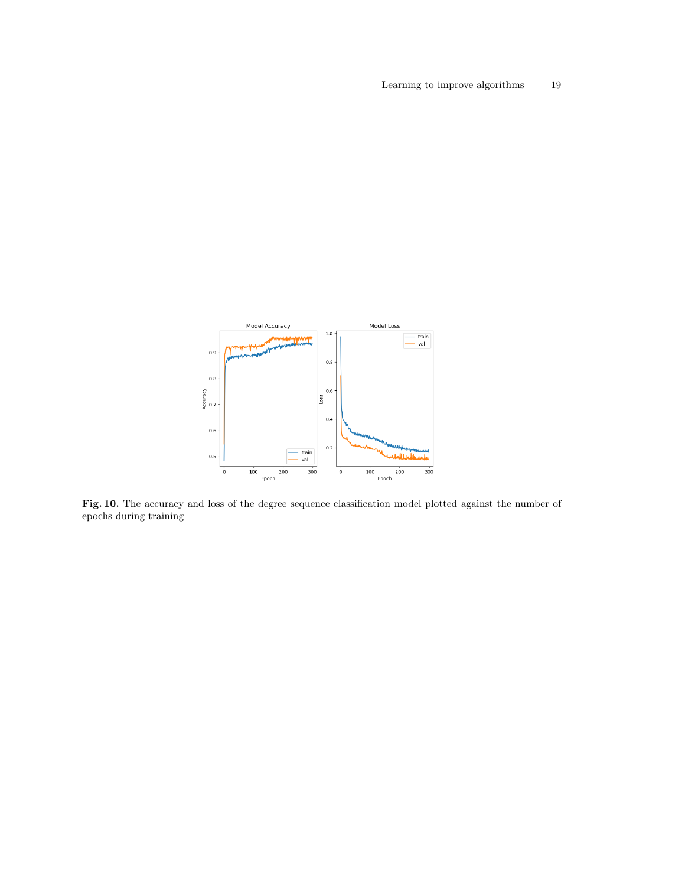Model Accuracy

Accuracy

0.9
0.8
0.7
0.6
0.5

0
100
200
300

Epoch

train
val

Model Loss

Loss

1.0
0.8
0.6
0.4
0.2

0
100
200
300

Epoch

train
val

**Fig. 10.** The accuracy and loss of the degree sequence classification model plotted against the number of epochs during training